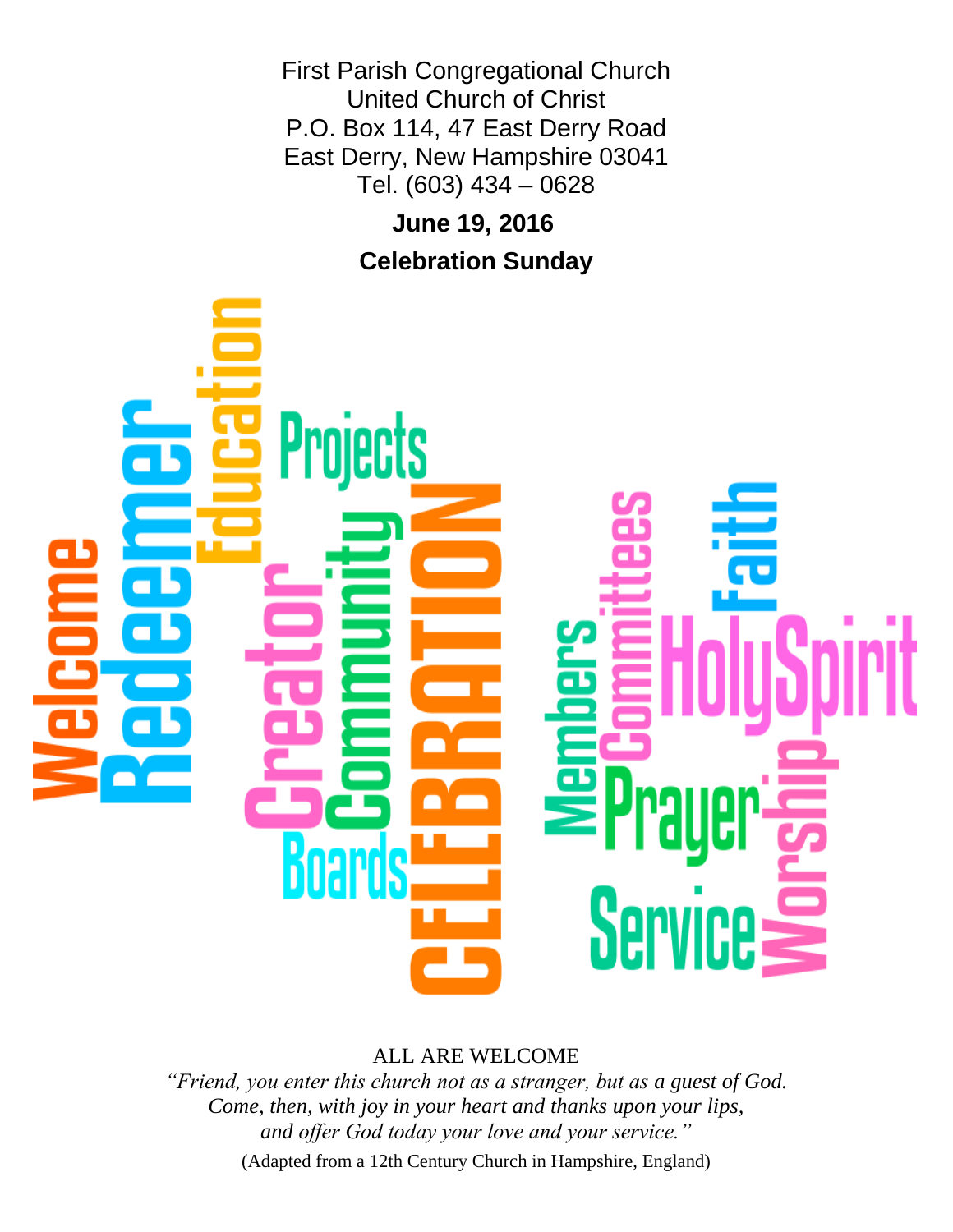First Parish Congregational Church
United Church of Christ
P.O. Box 114, 47 East Derry Road
East Derry, New Hampshire 03041
Tel. (603) 434 – 0628

**June 19, 2016**

**Celebration Sunday**

Welcome Redeemer Education Projects Creator Community Boards CELEBRATION Members Committees Faith HolySpirit Prayer Worship Service

ALL ARE WELCOME

*"Friend, you enter this church not as a stranger, but as a guest of God. Come, then, with joy in your heart and thanks upon your lips, and offer God today your love and your service."*

(Adapted from a 12th Century Church in Hampshire, England)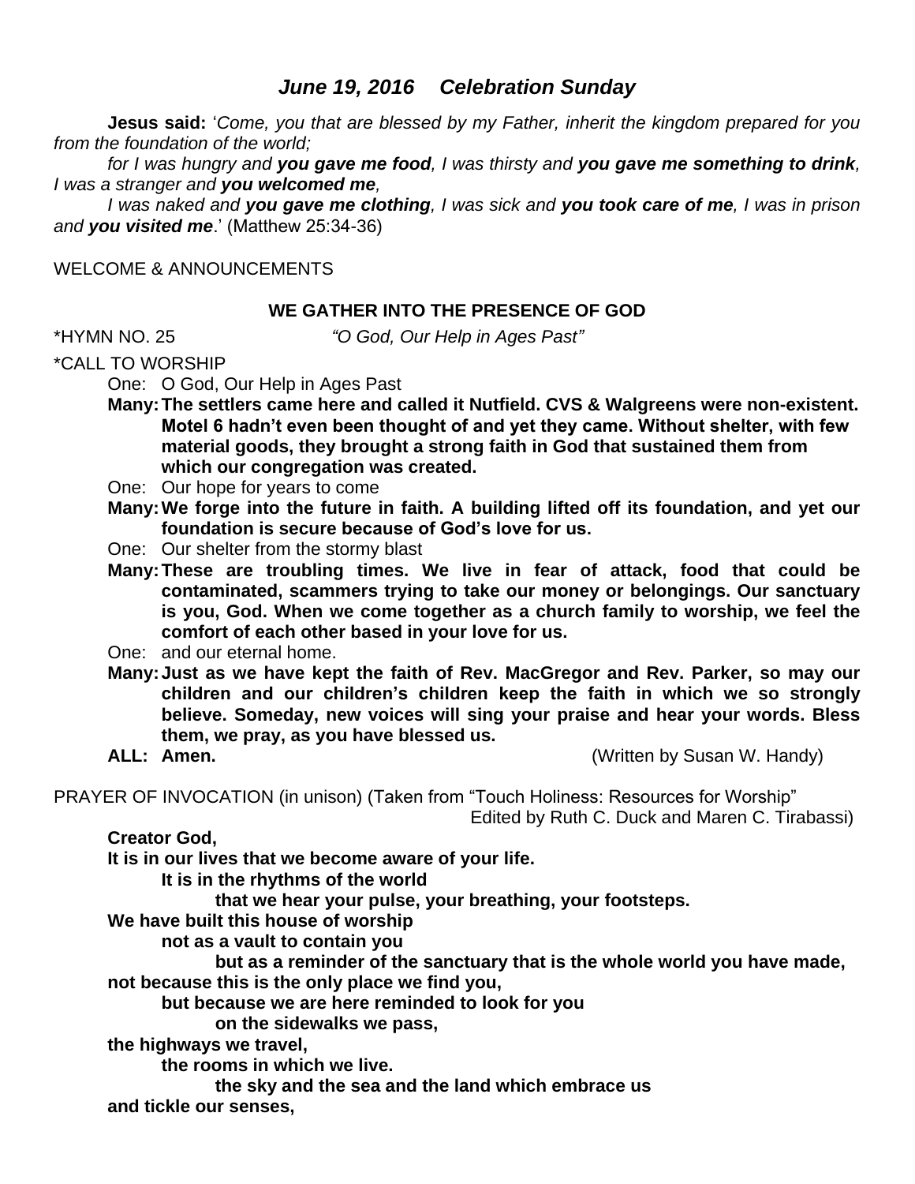## *June 19, 2016 Celebration Sunday*

**Jesus said:** '*Come, you that are blessed by my Father, inherit the kingdom prepared for you from the foundation of the world;*

*for I was hungry and* ***you gave me food****, I was thirsty and* ***you gave me something to drink****, I was a stranger and* ***you welcomed me****,*

*I was naked and* ***you gave me clothing****, I was sick and* ***you took care of me****, I was in prison and* ***you visited me***.' (Matthew 25:34-36)

WELCOME & ANNOUNCEMENTS

### WE GATHER INTO THE PRESENCE OF GOD

*HYMN NO. 25 *"O God, Our Help in Ages Past"*

*CALL TO WORSHIP

One: O God, Our Help in Ages Past

**Many: The settlers came here and called it Nutfield. CVS & Walgreens were non-existent. Motel 6 hadn't even been thought of and yet they came. Without shelter, with few material goods, they brought a strong faith in God that sustained them from which our congregation was created.**

One: Our hope for years to come

**Many: We forge into the future in faith. A building lifted off its foundation, and yet our foundation is secure because of God's love for us.**

One: Our shelter from the stormy blast

**Many: These are troubling times. We live in fear of attack, food that could be contaminated, scammers trying to take our money or belongings. Our sanctuary is you, God. When we come together as a church family to worship, we feel the comfort of each other based in your love for us.**

One: and our eternal home.

**Many: Just as we have kept the faith of Rev. MacGregor and Rev. Parker, so may our children and our children's children keep the faith in which we so strongly believe. Someday, new voices will sing your praise and hear your words. Bless them, we pray, as you have blessed us.**

**ALL: Amen.** (Written by Susan W. Handy)

PRAYER OF INVOCATION (in unison) (Taken from "Touch Holiness: Resources for Worship" Edited by Ruth C. Duck and Maren C. Tirabassi)

**Creator God,**
**It is in our lives that we become aware of your life.**
**It is in the rhythms of the world**
**that we hear your pulse, your breathing, your footsteps.**
**We have built this house of worship**
**not as a vault to contain you**
**but as a reminder of the sanctuary that is the whole world you have made,**
**not because this is the only place we find you,**
**but because we are here reminded to look for you**
**on the sidewalks we pass,**
**the highways we travel,**
**the rooms in which we live.**
**the sky and the sea and the land which embrace us**
**and tickle our senses,**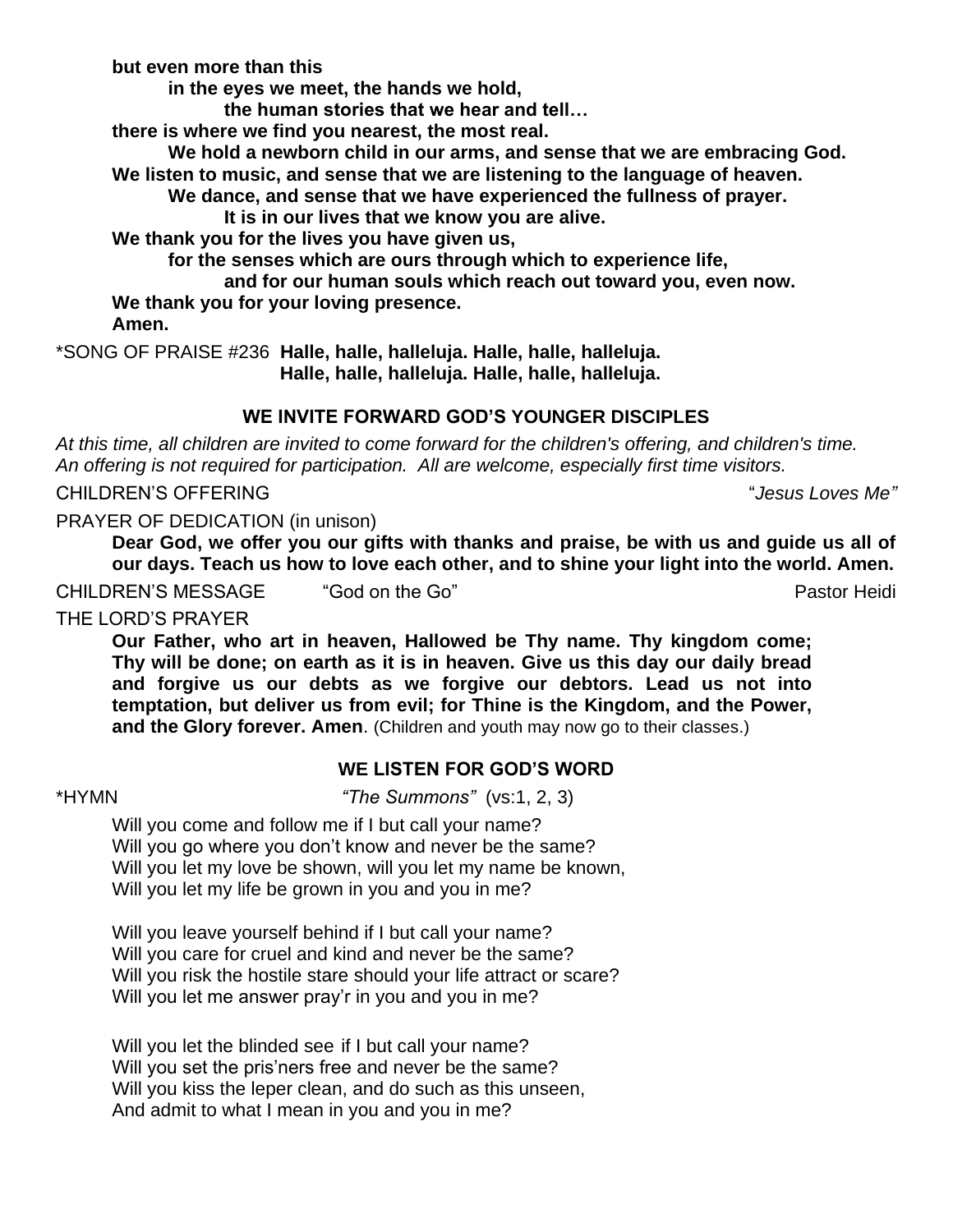**but even more than this**
**in the eyes we meet, the hands we hold,**
**the human stories that we hear and tell…**
**there is where we find you nearest, the most real.**
**We hold a newborn child in our arms, and sense that we are embracing God.**
**We listen to music, and sense that we are listening to the language of heaven.**
**We dance, and sense that we have experienced the fullness of prayer.**
**It is in our lives that we know you are alive.**
**We thank you for the lives you have given us,**
**for the senses which are ours through which to experience life,**
**and for our human souls which reach out toward you, even now.**
**We thank you for your loving presence.**
**Amen.**

*SONG OF PRAISE #236 **Halle, halle, halleluja. Halle, halle, halleluja.**
**Halle, halle, halleluja. Halle, halle, halleluja.**

## WE INVITE FORWARD GOD'S YOUNGER DISCIPLES

*At this time, all children are invited to come forward for the children's offering, and children's time. An offering is not required for participation. All are welcome, especially first time visitors.*

CHILDREN'S OFFERING "*Jesus Loves Me"*

PRAYER OF DEDICATION (in unison)

**Dear God, we offer you our gifts with thanks and praise, be with us and guide us all of our days. Teach us how to love each other, and to shine your light into the world. Amen.**

CHILDREN'S MESSAGE "God on the Go" Pastor Heidi

THE LORD'S PRAYER

**Our Father, who art in heaven, Hallowed be Thy name. Thy kingdom come; Thy will be done; on earth as it is in heaven. Give us this day our daily bread and forgive us our debts as we forgive our debtors. Lead us not into temptation, but deliver us from evil; for Thine is the Kingdom, and the Power, and the Glory forever. Amen**. (Children and youth may now go to their classes.)

## WE LISTEN FOR GOD'S WORD

*HYMN *"The Summons"* (vs:1, 2, 3)

Will you come and follow me if I but call your name?
Will you go where you don't know and never be the same?
Will you let my love be shown, will you let my name be known,
Will you let my life be grown in you and you in me?

Will you leave yourself behind if I but call your name?
Will you care for cruel and kind and never be the same?
Will you risk the hostile stare should your life attract or scare?
Will you let me answer pray'r in you and you in me?

Will you let the blinded see if I but call your name?
Will you set the pris'ners free and never be the same?
Will you kiss the leper clean, and do such as this unseen,
And admit to what I mean in you and you in me?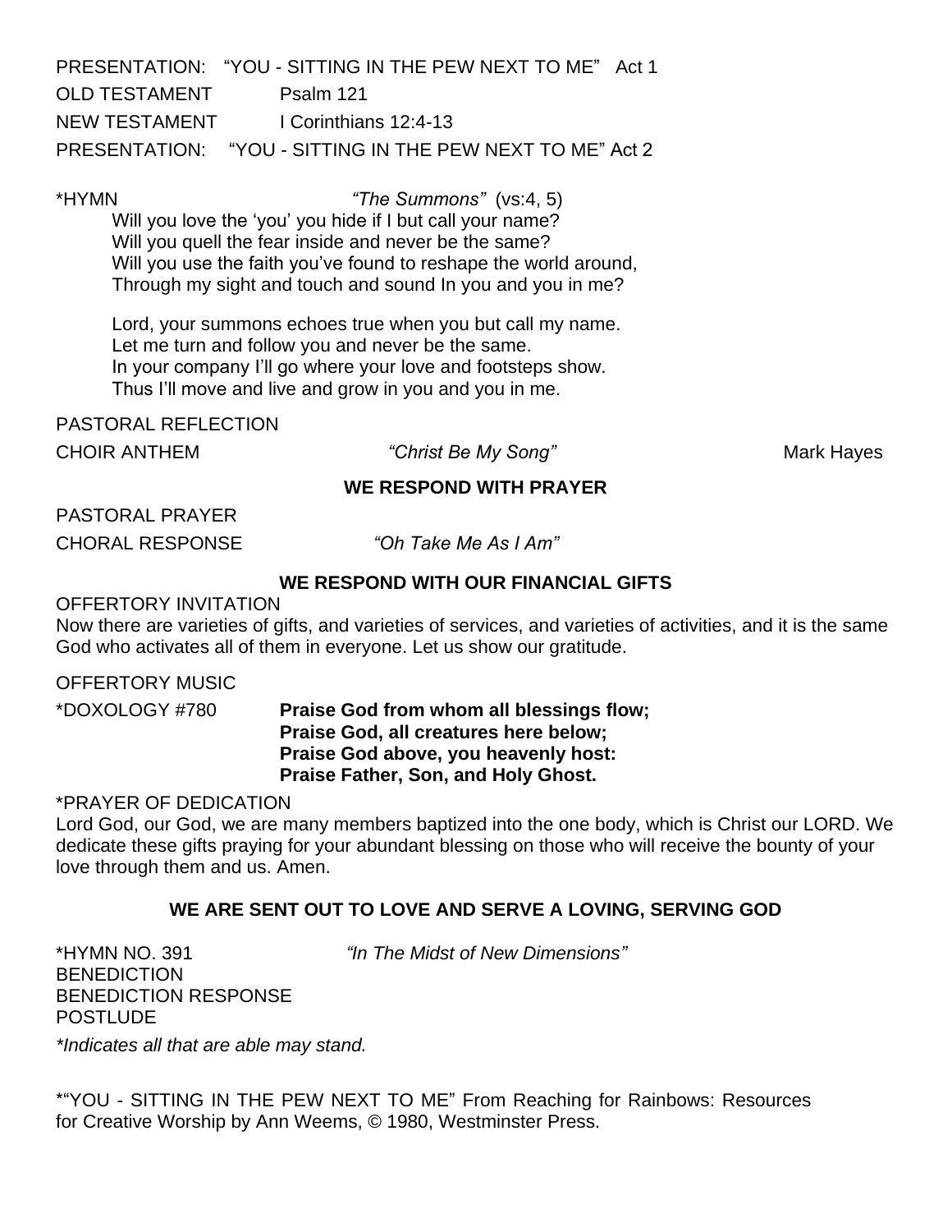PRESENTATION: "YOU - SITTING IN THE PEW NEXT TO ME" Act 1

OLD TESTAMENT Psalm 121

NEW TESTAMENT I Corinthians 12:4-13

PRESENTATION: "YOU - SITTING IN THE PEW NEXT TO ME" Act 2

*HYMN *"The Summons"* (vs:4, 5)

Will you love the 'you' you hide if I but call your name?
Will you quell the fear inside and never be the same?
Will you use the faith you've found to reshape the world around,
Through my sight and touch and sound In you and you in me?

Lord, your summons echoes true when you but call my name.
Let me turn and follow you and never be the same.
In your company I'll go where your love and footsteps show.
Thus I'll move and live and grow in you and you in me.

PASTORAL REFLECTION

CHOIR ANTHEM *"Christ Be My Song"* Mark Hayes

**WE RESPOND WITH PRAYER**

PASTORAL PRAYER

CHORAL RESPONSE *"Oh Take Me As I Am"*

**WE RESPOND WITH OUR FINANCIAL GIFTS**

OFFERTORY INVITATION
Now there are varieties of gifts, and varieties of services, and varieties of activities, and it is the same God who activates all of them in everyone. Let us show our gratitude.

OFFERTORY MUSIC

*DOXOLOGY #780 **Praise God from whom all blessings flow;**
**Praise God, all creatures here below;**
**Praise God above, you heavenly host:**
**Praise Father, Son, and Holy Ghost.**

*PRAYER OF DEDICATION
Lord God, our God, we are many members baptized into the one body, which is Christ our LORD. We dedicate these gifts praying for your abundant blessing on those who will receive the bounty of your love through them and us. Amen.

**WE ARE SENT OUT TO LOVE AND SERVE A LOVING, SERVING GOD**

*HYMN NO. 391 *"In The Midst of New Dimensions"*
BENEDICTION
BENEDICTION RESPONSE
POSTLUDE

*\*Indicates all that are able may stand.*

*"YOU - SITTING IN THE PEW NEXT TO ME" From Reaching for Rainbows: Resources for Creative Worship by Ann Weems, © 1980, Westminster Press.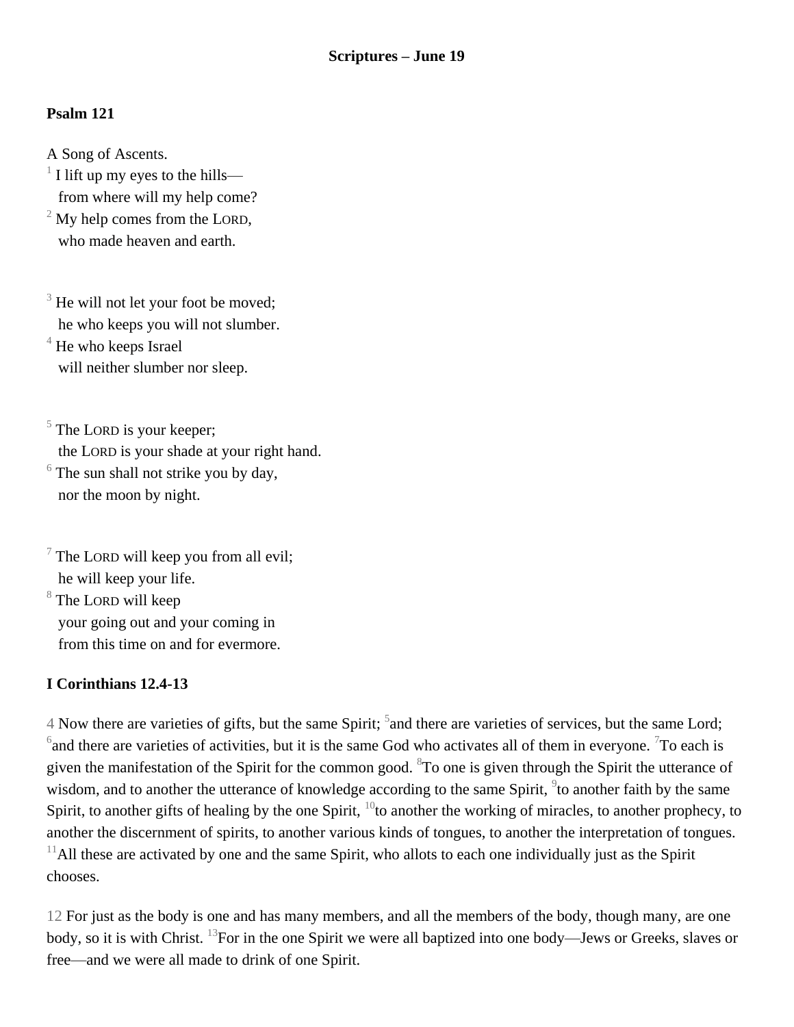**Scriptures – June 19**

**Psalm 121**

A Song of Ascents.
[1] I lift up my eyes to the hills—
from where will my help come?
[2] My help comes from the LORD,
who made heaven and earth.

[3] He will not let your foot be moved;
he who keeps you will not slumber.
[4] He who keeps Israel
will neither slumber nor sleep.

[5] The LORD is your keeper;
the LORD is your shade at your right hand.
[6] The sun shall not strike you by day,
nor the moon by night.

[7] The LORD will keep you from all evil;
he will keep your life.
[8] The LORD will keep
your going out and your coming in
from this time on and for evermore.

**I Corinthians 12.4-13**

4 Now there are varieties of gifts, but the same Spirit; [5]and there are varieties of services, but the same Lord; [6]and there are varieties of activities, but it is the same God who activates all of them in everyone. [7]To each is given the manifestation of the Spirit for the common good. [8]To one is given through the Spirit the utterance of wisdom, and to another the utterance of knowledge according to the same Spirit, [9]to another faith by the same Spirit, to another gifts of healing by the one Spirit, [10]to another the working of miracles, to another prophecy, to another the discernment of spirits, to another various kinds of tongues, to another the interpretation of tongues. [11]All these are activated by one and the same Spirit, who allots to each one individually just as the Spirit chooses.

12 For just as the body is one and has many members, and all the members of the body, though many, are one body, so it is with Christ. [13]For in the one Spirit we were all baptized into one body—Jews or Greeks, slaves or free—and we were all made to drink of one Spirit.